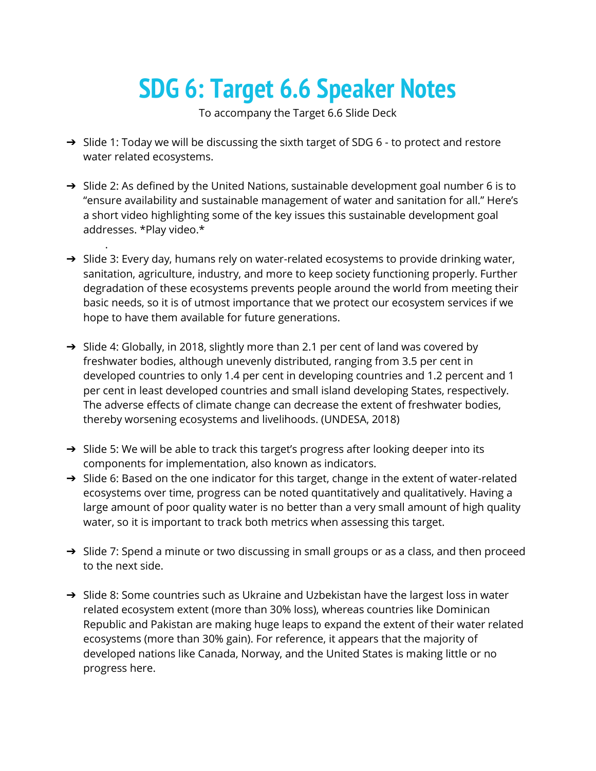# SDG 6: Target 6.6 Speaker Notes

To accompany the Target 6.6 Slide Deck

- Slide 1: Today we will be discussing the sixth target of SDG 6 - to protect and restore water related ecosystems.

- Slide 2: As defined by the United Nations, sustainable development goal number 6 is to "ensure availability and sustainable management of water and sanitation for all." Here's a short video highlighting some of the key issues this sustainable development goal addresses. *Play video.*

- Slide 3: Every day, humans rely on water-related ecosystems to provide drinking water, sanitation, agriculture, industry, and more to keep society functioning properly. Further degradation of these ecosystems prevents people around the world from meeting their basic needs, so it is of utmost importance that we protect our ecosystem services if we hope to have them available for future generations.

- Slide 4: Globally, in 2018, slightly more than 2.1 per cent of land was covered by freshwater bodies, although unevenly distributed, ranging from 3.5 per cent in developed countries to only 1.4 per cent in developing countries and 1.2 percent and 1 per cent in least developed countries and small island developing States, respectively. The adverse effects of climate change can decrease the extent of freshwater bodies, thereby worsening ecosystems and livelihoods. (UNDESA, 2018)

- Slide 5: We will be able to track this target's progress after looking deeper into its components for implementation, also known as indicators.
- Slide 6: Based on the one indicator for this target, change in the extent of water-related ecosystems over time, progress can be noted quantitatively and qualitatively. Having a large amount of poor quality water is no better than a very small amount of high quality water, so it is important to track both metrics when assessing this target.

- Slide 7: Spend a minute or two discussing in small groups or as a class, and then proceed to the next side.

- Slide 8: Some countries such as Ukraine and Uzbekistan have the largest loss in water related ecosystem extent (more than 30% loss), whereas countries like Dominican Republic and Pakistan are making huge leaps to expand the extent of their water related ecosystems (more than 30% gain). For reference, it appears that the majority of developed nations like Canada, Norway, and the United States is making little or no progress here.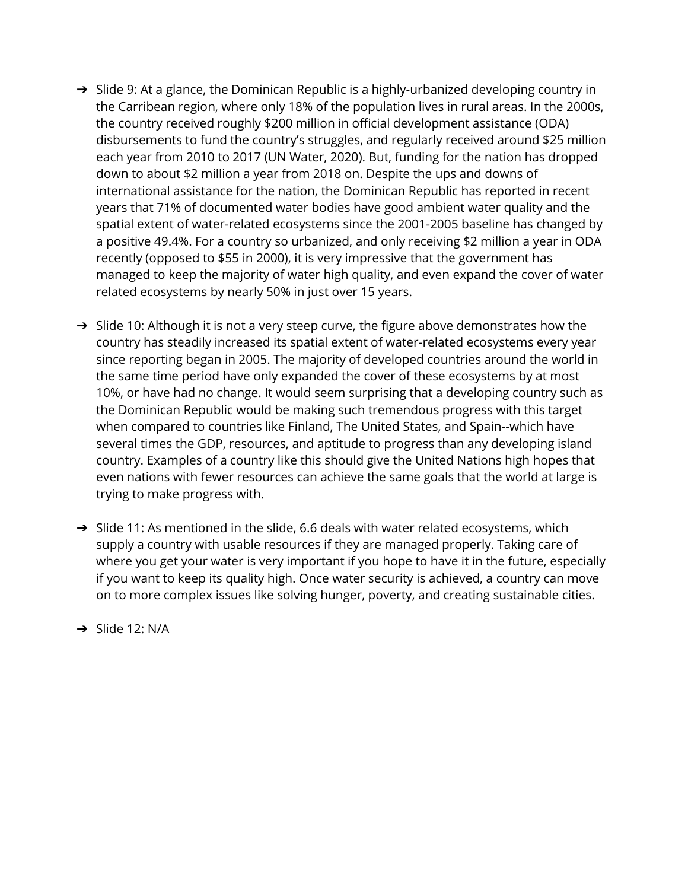- ➔ Slide 9: At a glance, the Dominican Republic is a highly-urbanized developing country in the Carribean region, where only 18% of the population lives in rural areas. In the 2000s, the country received roughly $200 million in official development assistance (ODA) disbursements to fund the country's struggles, and regularly received around $25 million each year from 2010 to 2017 (UN Water, 2020). But, funding for the nation has dropped down to about $2 million a year from 2018 on. Despite the ups and downs of international assistance for the nation, the Dominican Republic has reported in recent years that 71% of documented water bodies have good ambient water quality and the spatial extent of water-related ecosystems since the 2001-2005 baseline has changed by a positive 49.4%. For a country so urbanized, and only receiving $2 million a year in ODA recently (opposed to $55 in 2000), it is very impressive that the government has managed to keep the majority of water high quality, and even expand the cover of water related ecosystems by nearly 50% in just over 15 years.

- ➔ Slide 10: Although it is not a very steep curve, the figure above demonstrates how the country has steadily increased its spatial extent of water-related ecosystems every year since reporting began in 2005. The majority of developed countries around the world in the same time period have only expanded the cover of these ecosystems by at most 10%, or have had no change. It would seem surprising that a developing country such as the Dominican Republic would be making such tremendous progress with this target when compared to countries like Finland, The United States, and Spain--which have several times the GDP, resources, and aptitude to progress than any developing island country. Examples of a country like this should give the United Nations high hopes that even nations with fewer resources can achieve the same goals that the world at large is trying to make progress with.

- ➔ Slide 11: As mentioned in the slide, 6.6 deals with water related ecosystems, which supply a country with usable resources if they are managed properly. Taking care of where you get your water is very important if you hope to have it in the future, especially if you want to keep its quality high. Once water security is achieved, a country can move on to more complex issues like solving hunger, poverty, and creating sustainable cities.

- ➔ Slide 12: N/A